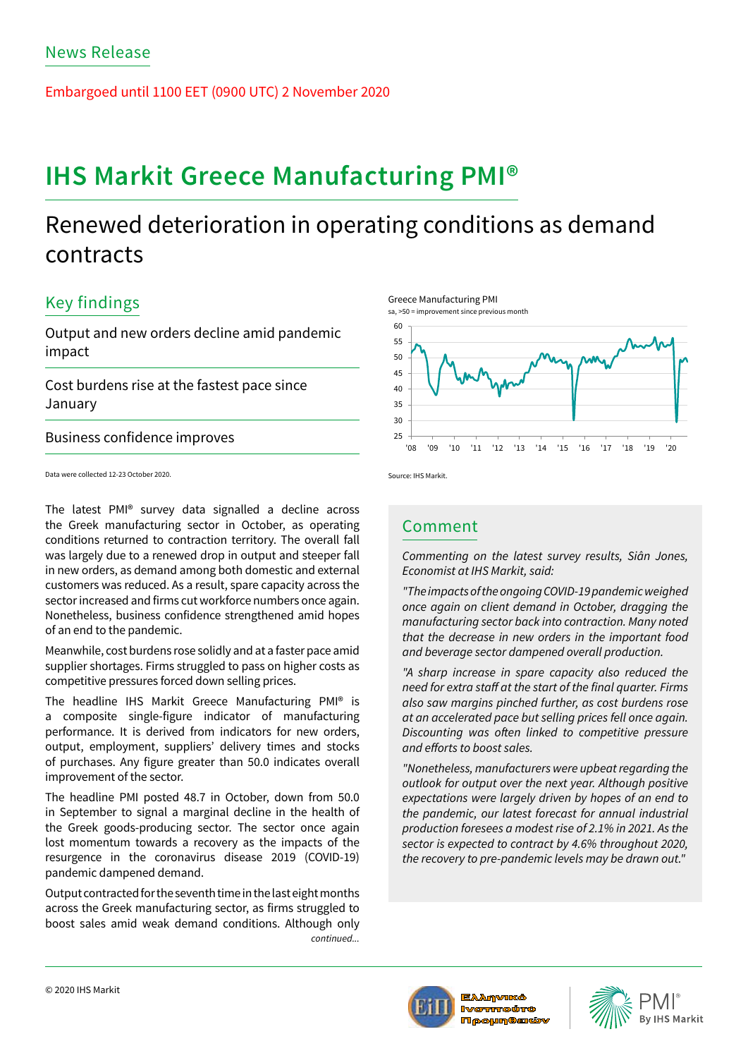News Release

Embargoed until 1100 EET (0900 UTC) 2 November 2020

# IHS Markit Greece Manufacturing PMI®

## Renewed deterioration in operating conditions as demand contracts

### Key findings

Output and new orders decline amid pandemic impact

Cost burdens rise at the fastest pace since January

Business confidence improves

Data were collected 12-23 October 2020.

Greece Manufacturing PMI
sa, >50 = improvement since previous month

Source: IHS Markit.

The latest PMI® survey data signalled a decline across the Greek manufacturing sector in October, as operating conditions returned to contraction territory. The overall fall was largely due to a renewed drop in output and steeper fall in new orders, as demand among both domestic and external customers was reduced. As a result, spare capacity across the sector increased and firms cut workforce numbers once again. Nonetheless, business confidence strengthened amid hopes of an end to the pandemic.

Meanwhile, cost burdens rose solidly and at a faster pace amid supplier shortages. Firms struggled to pass on higher costs as competitive pressures forced down selling prices.

The headline IHS Markit Greece Manufacturing PMI® is a composite single-figure indicator of manufacturing performance. It is derived from indicators for new orders, output, employment, suppliers' delivery times and stocks of purchases. Any figure greater than 50.0 indicates overall improvement of the sector.

The headline PMI posted 48.7 in October, down from 50.0 in September to signal a marginal decline in the health of the Greek goods-producing sector. The sector once again lost momentum towards a recovery as the impacts of the resurgence in the coronavirus disease 2019 (COVID-19) pandemic dampened demand.

Output contracted for the seventh time in the last eight months across the Greek manufacturing sector, as firms struggled to boost sales amid weak demand conditions. Although only

*continued...*

### Comment

*Commenting on the latest survey results, Siân Jones, Economist at IHS Markit, said:*

*"The impacts of the ongoing COVID-19 pandemic weighed once again on client demand in October, dragging the manufacturing sector back into contraction. Many noted that the decrease in new orders in the important food and beverage sector dampened overall production.*

*"A sharp increase in spare capacity also reduced the need for extra staff at the start of the final quarter. Firms also saw margins pinched further, as cost burdens rose at an accelerated pace but selling prices fell once again. Discounting was often linked to competitive pressure and efforts to boost sales.*

*"Nonetheless, manufacturers were upbeat regarding the outlook for output over the next year. Although positive expectations were largely driven by hopes of an end to the pandemic, our latest forecast for annual industrial production foresees a modest rise of 2.1% in 2021. As the sector is expected to contract by 4.6% throughout 2020, the recovery to pre-pandemic levels may be drawn out."*

© 2020 IHS Markit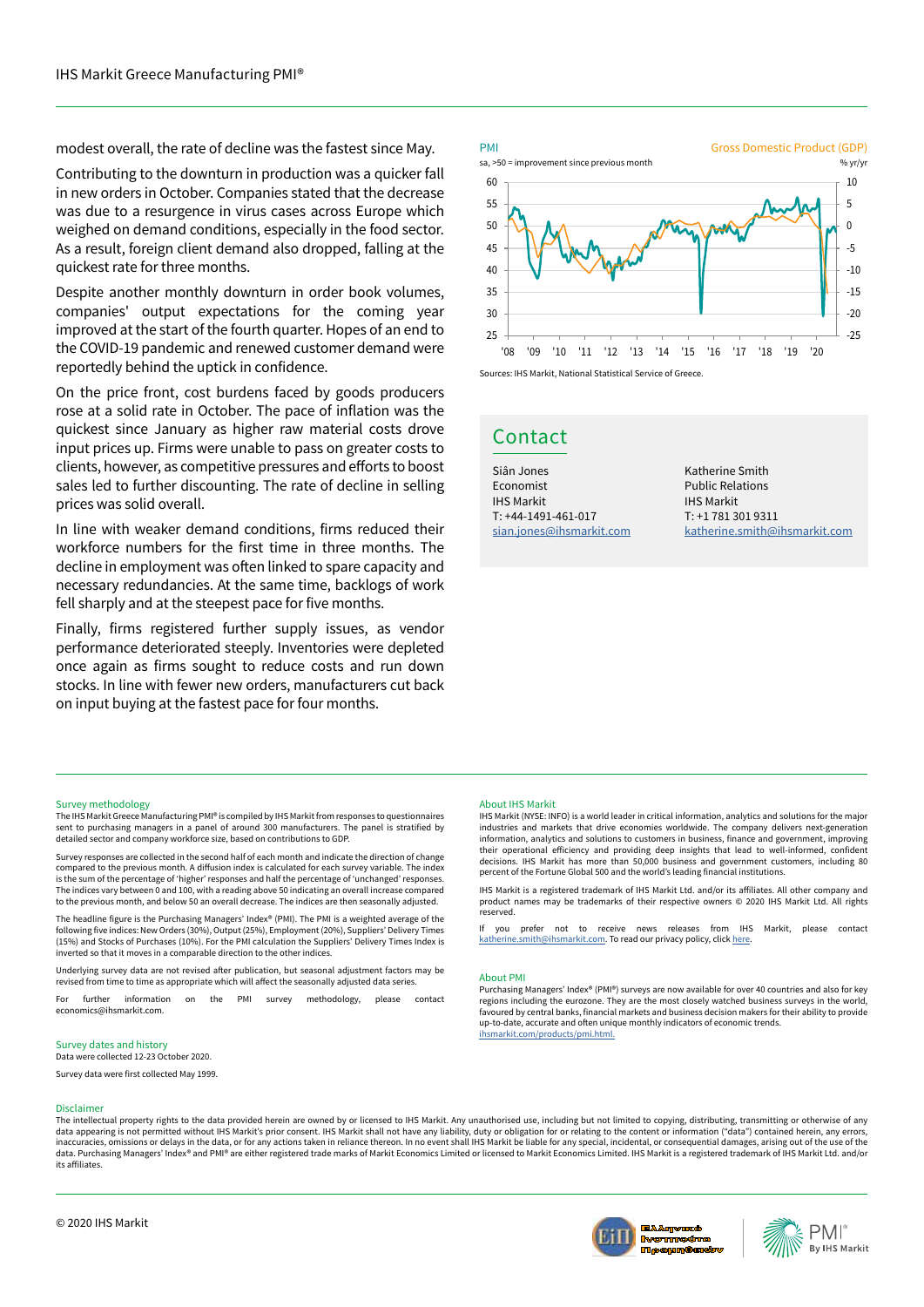modest overall, the rate of decline was the fastest since May.

Contributing to the downturn in production was a quicker fall in new orders in October. Companies stated that the decrease was due to a resurgence in virus cases across Europe which weighed on demand conditions, especially in the food sector. As a result, foreign client demand also dropped, falling at the quickest rate for three months.

Despite another monthly downturn in order book volumes, companies' output expectations for the coming year improved at the start of the fourth quarter. Hopes of an end to the COVID-19 pandemic and renewed customer demand were reportedly behind the uptick in confidence.

On the price front, cost burdens faced by goods producers rose at a solid rate in October. The pace of inflation was the quickest since January as higher raw material costs drove input prices up. Firms were unable to pass on greater costs to clients, however, as competitive pressures and efforts to boost sales led to further discounting. The rate of decline in selling prices was solid overall.

In line with weaker demand conditions, firms reduced their workforce numbers for the first time in three months. The decline in employment was often linked to spare capacity and necessary redundancies. At the same time, backlogs of work fell sharply and at the steepest pace for five months.

Finally, firms registered further supply issues, as vendor performance deteriorated steeply. Inventories were depleted once again as firms sought to reduce costs and run down stocks. In line with fewer new orders, manufacturers cut back on input buying at the fastest pace for four months.

PMI
sa, >50 = improvement since previous month
Gross Domestic Product (GDP)
% yr/yr
60 55 50 45 40 35 30 25
10 5 0 -5 -10 -15 -20 -25
'08 '09 '10 '11 '12 '13 '14 '15 '16 '17 '18 '19 '20

Sources: IHS Markit, National Statistical Service of Greece.

## Contact

Siân Jones
Economist
IHS Markit
T: +44-1491-461-017
sian.jones@ihsmarkit.com

Katherine Smith
Public Relations
IHS Markit
T: +1 781 301 9311
katherine.smith@ihsmarkit.com

### Survey methodology

The IHS Markit Greece Manufacturing PMI® is compiled by IHS Markit from responses to questionnaires sent to purchasing managers in a panel of around 300 manufacturers. The panel is stratified by detailed sector and company workforce size, based on contributions to GDP.

Survey responses are collected in the second half of each month and indicate the direction of change compared to the previous month. A diffusion index is calculated for each survey variable. The index is the sum of the percentage of 'higher' responses and half the percentage of 'unchanged' responses. The indices vary between 0 and 100, with a reading above 50 indicating an overall increase compared to the previous month, and below 50 an overall decrease. The indices are then seasonally adjusted.

The headline figure is the Purchasing Managers' Index® (PMI). The PMI is a weighted average of the following five indices: New Orders (30%), Output (25%), Employment (20%), Suppliers' Delivery Times (15%) and Stocks of Purchases (10%). For the PMI calculation the Suppliers' Delivery Times Index is inverted so that it moves in a comparable direction to the other indices.

Underlying survey data are not revised after publication, but seasonal adjustment factors may be revised from time to time as appropriate which will affect the seasonally adjusted data series.

For further information on the PMI survey methodology, please contact economics@ihsmarkit.com.

### Survey dates and history

Data were collected 12-23 October 2020.

Survey data were first collected May 1999.

### About IHS Markit

IHS Markit (NYSE: INFO) is a world leader in critical information, analytics and solutions for the major industries and markets that drive economies worldwide. The company delivers next-generation information, analytics and solutions to customers in business, finance and government, improving their operational efficiency and providing deep insights that lead to well-informed, confident decisions. IHS Markit has more than 50,000 business and government customers, including 80 percent of the Fortune Global 500 and the world's leading financial institutions.

IHS Markit is a registered trademark of IHS Markit Ltd. and/or its affiliates. All other company and product names may be trademarks of their respective owners © 2020 IHS Markit Ltd. All rights reserved.

If you prefer not to receive news releases from IHS Markit, please contact katherine.smith@ihsmarkit.com. To read our privacy policy, click here.

### About PMI

Purchasing Managers' Index® (PMI®) surveys are now available for over 40 countries and also for key regions including the eurozone. They are the most closely watched business surveys in the world, favoured by central banks, financial markets and business decision makers for their ability to provide up-to-date, accurate and often unique monthly indicators of economic trends.
ihsmarkit.com/products/pmi.html.

### Disclaimer

The intellectual property rights to the data provided herein are owned by or licensed to IHS Markit. Any unauthorised use, including but not limited to copying, distributing, transmitting or otherwise of any data appearing is not permitted without IHS Markit's prior consent. IHS Markit shall not have any liability, duty or obligation for or relating to the content or information ("data") contained herein, any errors, inaccuracies, omissions or delays in the data, or for any actions taken in reliance thereon. In no event shall IHS Markit be liable for any special, incidental, or consequential damages, arising out of the use of the data. Purchasing Managers' Index® and PMI® are either registered trade marks of Markit Economics Limited or licensed to Markit Economics Limited. IHS Markit is a registered trademark of IHS Markit Ltd. and/or its affiliates.

© 2020 IHS Markit